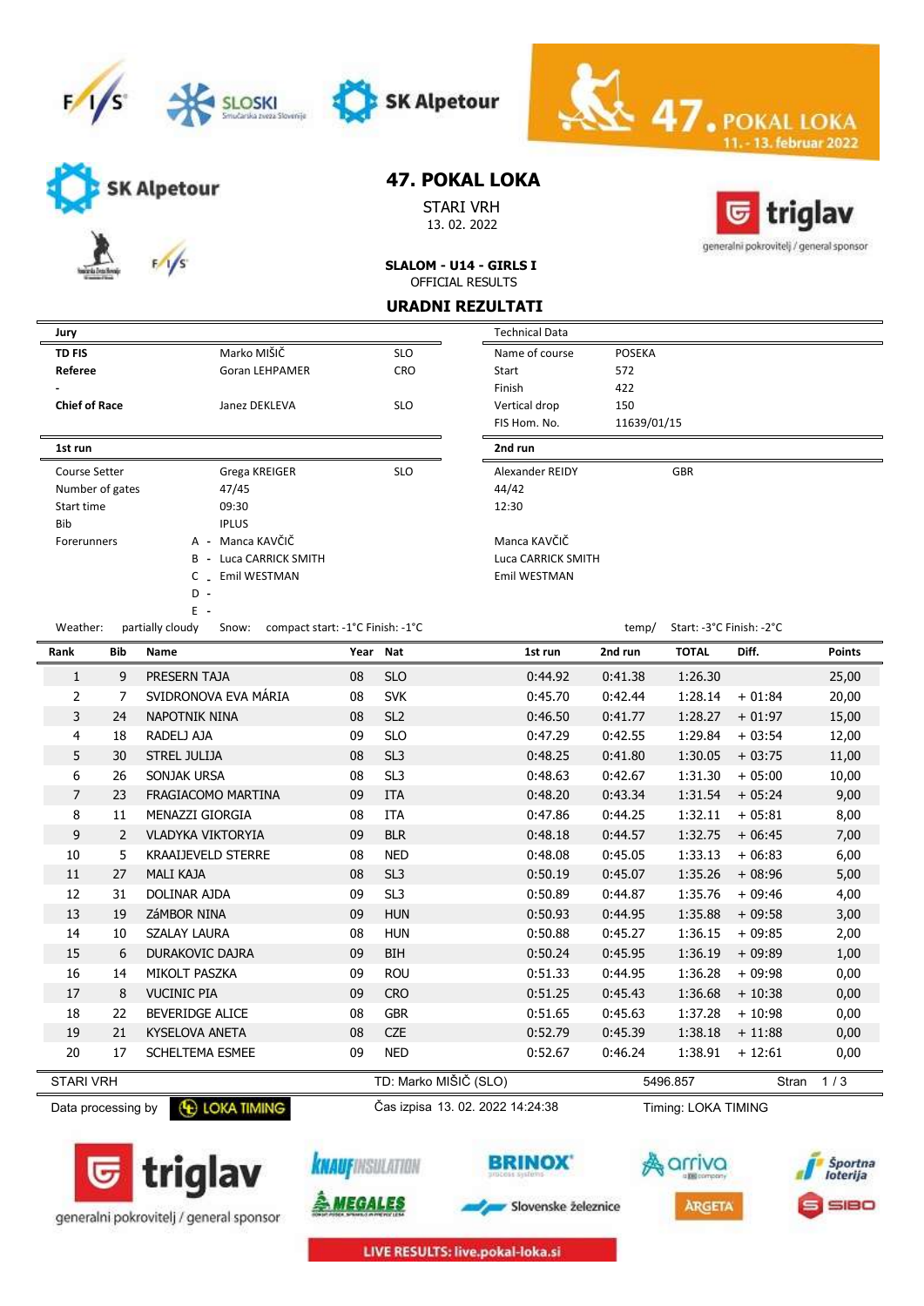# 47. POKAL LOKA

STARI VRH
13. 02. 2022

### SLALOM - U14 - GIRLS I

OFFICIAL RESULTS

## URADNI REZULTATI

| Jury | | |
|---|---|---|
| **TD FIS** | Marko MIŠIČ | SLO |
| **Referee** | Goran LEHPAMER | CRO |
| - | | |
| **Chief of Race** | Janez DEKLEVA | SLO |

| Technical Data | |
|---|---|
| Name of course | POSEKA |
| Start | 572 |
| Finish | 422 |
| Vertical drop | 150 |
| FIS Hom. No. | 11639/01/15 |

| | 1st run | | 2nd run | |
|---|---|---|---|---|
| Course Setter | Grega KREIGER | SLO | Alexander REIDY | GBR |
| Number of gates | 47/45 | | 44/42 | |
| Start time | 09:30 | | 12:30 | |
| Bib | IPLUS | | | |
| Forerunners | A - Manca KAVČIČ | | Manca KAVČIČ | |
| | B - Luca CARRICK SMITH | | Luca CARRICK SMITH | |
| | C - Emil WESTMAN | | Emil WESTMAN | |
| | D - | | | |
| | E - | | | |

Weather: partially cloudy Snow: compact start: -1°C Finish: -1°C temp/ Start: -3°C Finish: -2°C

| Rank | Bib | Name | Year | Nat | 1st run | 2nd run | TOTAL | Diff. | Points |
|---|---|---|---|---|---|---|---|---|---|
| 1 | 9 | PRESERN TAJA | 08 | SLO | 0:44.92 | 0:41.38 | 1:26.30 | | 25,00 |
| 2 | 7 | SVIDRONOVA EVA MÁRIA | 08 | SVK | 0:45.70 | 0:42.44 | 1:28.14 | + 01:84 | 20,00 |
| 3 | 24 | NAPOTNIK NINA | 08 | SL2 | 0:46.50 | 0:41.77 | 1:28.27 | + 01:97 | 15,00 |
| 4 | 18 | RADELJ AJA | 09 | SLO | 0:47.29 | 0:42.55 | 1:29.84 | + 03:54 | 12,00 |
| 5 | 30 | STREL JULIJA | 08 | SL3 | 0:48.25 | 0:41.80 | 1:30.05 | + 03:75 | 11,00 |
| 6 | 26 | SONJAK URSA | 08 | SL3 | 0:48.63 | 0:42.67 | 1:31.30 | + 05:00 | 10,00 |
| 7 | 23 | FRAGIACOMO MARTINA | 09 | ITA | 0:48.20 | 0:43.34 | 1:31.54 | + 05:24 | 9,00 |
| 8 | 11 | MENAZZI GIORGIA | 08 | ITA | 0:47.86 | 0:44.25 | 1:32.11 | + 05:81 | 8,00 |
| 9 | 2 | VLADYKA VIKTORYIA | 09 | BLR | 0:48.18 | 0:44.57 | 1:32.75 | + 06:45 | 7,00 |
| 10 | 5 | KRAAIJEVELD STERRE | 08 | NED | 0:48.08 | 0:45.05 | 1:33.13 | + 06:83 | 6,00 |
| 11 | 27 | MALI KAJA | 08 | SL3 | 0:50.19 | 0:45.07 | 1:35.26 | + 08:96 | 5,00 |
| 12 | 31 | DOLINAR AJDA | 09 | SL3 | 0:50.89 | 0:44.87 | 1:35.76 | + 09:46 | 4,00 |
| 13 | 19 | ZáMBOR NINA | 09 | HUN | 0:50.93 | 0:44.95 | 1:35.88 | + 09:58 | 3,00 |
| 14 | 10 | SZALAY LAURA | 08 | HUN | 0:50.88 | 0:45.27 | 1:36.15 | + 09:85 | 2,00 |
| 15 | 6 | DURAKOVIC DAJRA | 09 | BIH | 0:50.24 | 0:45.95 | 1:36.19 | + 09:89 | 1,00 |
| 16 | 14 | MIKOLT PASZKA | 09 | ROU | 0:51.33 | 0:44.95 | 1:36.28 | + 09:98 | 0,00 |
| 17 | 8 | VUCINIC PIA | 09 | CRO | 0:51.25 | 0:45.43 | 1:36.68 | + 10:38 | 0,00 |
| 18 | 22 | BEVERIDGE ALICE | 08 | GBR | 0:51.65 | 0:45.63 | 1:37.28 | + 10:98 | 0,00 |
| 19 | 21 | KYSELOVA ANETA | 08 | CZE | 0:52.79 | 0:45.39 | 1:38.18 | + 11:88 | 0,00 |
| 20 | 17 | SCHELTEMA ESMEE | 09 | NED | 0:52.67 | 0:46.24 | 1:38.91 | + 12:61 | 0,00 |

STARI VRH TD: Marko MIŠIČ (SLO) 5496.857

Data processing by LOKA TIMING Čas izpisa 13. 02. 2022 14:24:38 Timing: LOKA TIMING

LIVE RESULTS: live.pokal-loka.si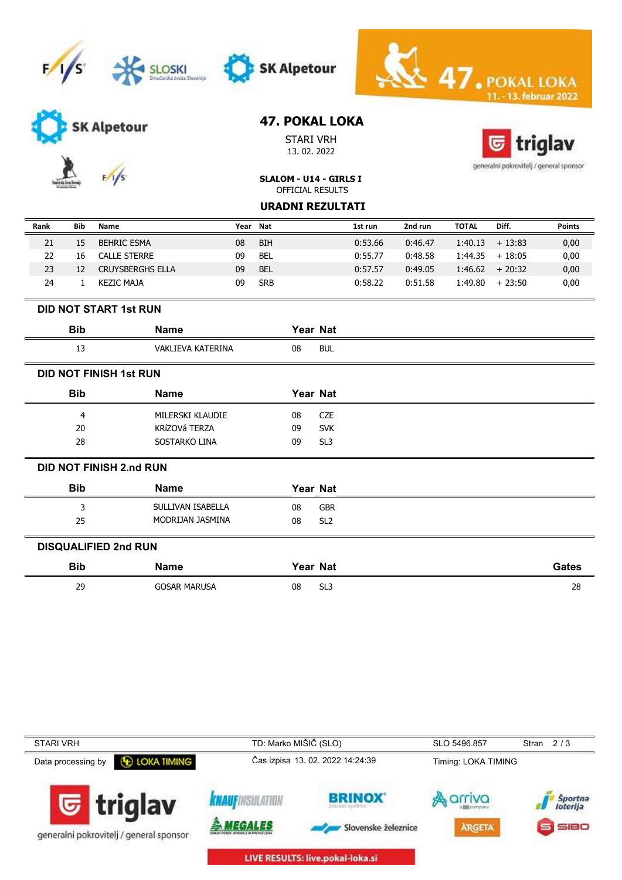# 47. POKAL LOKA

STARI VRH
13. 02. 2022

**SLALOM - U14 - GIRLS I**
OFFICIAL RESULTS

**URADNI REZULTATI**

| Rank | Bib | Name | Year | Nat | 1st run | 2nd run | TOTAL | Diff. | Points |
|---|---|---|---|---|---|---|---|---|---|
| 21 | 15 | BEHRIC ESMA | 08 | BIH | 0:53.66 | 0:46.47 | 1:40.13 | + 13:83 | 0,00 |
| 22 | 16 | CALLE STERRE | 09 | BEL | 0:55.77 | 0:48.58 | 1:44.35 | + 18:05 | 0,00 |
| 23 | 12 | CRUYSBERGHS ELLA | 09 | BEL | 0:57.57 | 0:49.05 | 1:46.62 | + 20:32 | 0,00 |
| 24 | 1 | KEZIC MAJA | 09 | SRB | 0:58.22 | 0:51.58 | 1:49.80 | + 23:50 | 0,00 |

## DID NOT START 1st RUN

| Bib | Name | Year | Nat |
|---|---|---|---|
| 13 | VAKLIEVA KATERINA | 08 | BUL |

## DID NOT FINISH 1st RUN

| Bib | Name | Year | Nat |
|---|---|---|---|
| 4 | MILERSKI KLAUDIE | 08 | CZE |
| 20 | KRíZOVá TERZA | 09 | SVK |
| 28 | SOSTARKO LINA | 09 | SL3 |

## DID NOT FINISH 2.nd RUN

| Bib | Name | Year | Nat |
|---|---|---|---|
| 3 | SULLIVAN ISABELLA | 08 | GBR |
| 25 | MODRIJAN JASMINA | 08 | SL2 |

## DISQUALIFIED 2nd RUN

| Bib | Name | Year | Nat | Gates |
|---|---|---|---|---|
| 29 | GOSAR MARUSA | 08 | SL3 | 28 |

STARI VRH — TD: Marko MIŠIČ (SLO) — SLO 5496.857

Data processing by LOKA TIMING — Čas izpisa 13. 02. 2022 14:24:39 — Timing: LOKA TIMING

LIVE RESULTS: live.pokal-loka.si